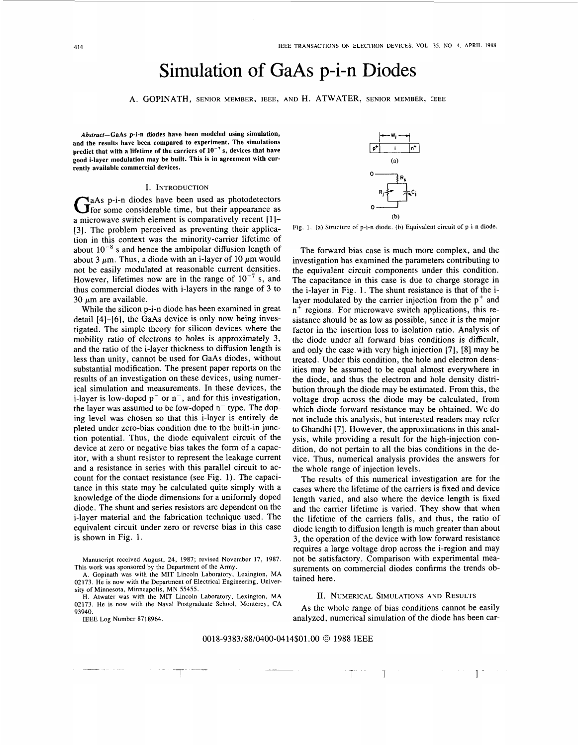# Simulation of GaAs p-i-n Diodes

A. GOPINATH, SENIOR MEMBER, IEEE, AND H. ATWATER, SENIOR MEMBER, IEEE

***Abstract*—GaAs p-i-n diodes have been modeled using simulation, and the results have been compared to experiment. The simulations predict that with a lifetime of the carriers of $10^{-7}$ s, devices that have good i-layer modulation may be built. This is in agreement with currently available commercial devices.**

## I. Introduction

GaAs p-i-n diodes have been used as photodetectors for some considerable time, but their appearance as a microwave switch element is comparatively recent [1]–[3]. The problem perceived as preventing their application in this context was the minority-carrier lifetime of about $10^{-8}$ s and hence the ambipolar diffusion length of about 3 $\mu$m. Thus, a diode with an i-layer of 10 $\mu$m would not be easily modulated at reasonable current densities. However, lifetimes now are in the range of $10^{-7}$ s, and thus commercial diodes with i-layers in the range of 3 to 30 $\mu$m are available.

While the silicon p-i-n diode has been examined in great detail [4]–[6], the GaAs device is only now being investigated. The simple theory for silicon devices where the mobility ratio of electrons to holes is approximately 3, and the ratio of the i-layer thickness to diffusion length is less than unity, cannot be used for GaAs diodes, without substantial modification. The present paper reports on the results of an investigation on these devices, using numerical simulation and measurements. In these devices, the i-layer is low-doped $p^-$ or $n^-$, and for this investigation, the layer was assumed to be low-doped $n^-$ type. The doping level was chosen so that this i-layer is entirely depleted under zero-bias condition due to the built-in junction potential. Thus, the diode equivalent circuit of the device at zero or negative bias takes the form of a capacitor, with a shunt resistor to represent the leakage current and a resistance in series with this parallel circuit to account for the contact resistance (see Fig. 1). The capacitance in this state may be calculated quite simply with a knowledge of the diode dimensions for a uniformly doped diode. The shunt and series resistors are dependent on the i-layer material and the fabrication technique used. The equivalent circuit under zero or reverse bias in this case is shown in Fig. 1.

Manuscript received August, 24, 1987; revised November 17, 1987. This work was sponsored by the Department of the Army.

A. Gopinath was with the MIT Lincoln Laboratory, Lexington, MA 02173. He is now with the Department of Electrical Engineering, University of Minnesota, Minneapolis, MN 55455.

H. Atwater was with the MIT Lincoln Laboratory, Lexington, MA 02173. He is now with the Naval Postgraduate School, Monterey, CA 93940.

IEEE Log Number 8718964.

Fig. 1. (a) Structure of p-i-n diode. (b) Equivalent circuit of p-i-n diode.

The forward bias case is much more complex, and the investigation has examined the parameters contributing to the equivalent circuit components under this condition. The capacitance in this case is due to charge storage in the i-layer in Fig. 1. The shunt resistance is that of the i-layer modulated by the carrier injection from the $p^+$ and $n^+$ regions. For microwave switch applications, this resistance should be as low as possible, since it is the major factor in the insertion loss to isolation ratio. Analysis of the diode under all forward bias conditions is difficult, and only the case with very high injection [7], [8] may be treated. Under this condition, the hole and electron densities may be assumed to be equal almost everywhere in the diode, and thus the electron and hole density distribution through the diode may be estimated. From this, the voltage drop across the diode may be calculated, from which diode forward resistance may be obtained. We do not include this analysis, but interested readers may refer to Ghandhi [7]. However, the approximations in this analysis, while providing a result for the high-injection condition, do not pertain to all the bias conditions in the device. Thus, numerical analysis provides the answers for the whole range of injection levels.

The results of this numerical investigation are for the cases where the lifetime of the carriers is fixed and device length varied, and also where the device length is fixed and the carrier lifetime is varied. They show that when the lifetime of the carriers falls, and thus, the ratio of diode length to diffusion length is much greater than about 3, the operation of the device with low forward resistance requires a large voltage drop across the i-region and may not be satisfactory. Comparison with experimental measurements on commercial diodes confirms the trends obtained here.

## II. Numerical Simulations and Results

As the whole range of bias conditions cannot be easily analyzed, numerical simulation of the diode has been car-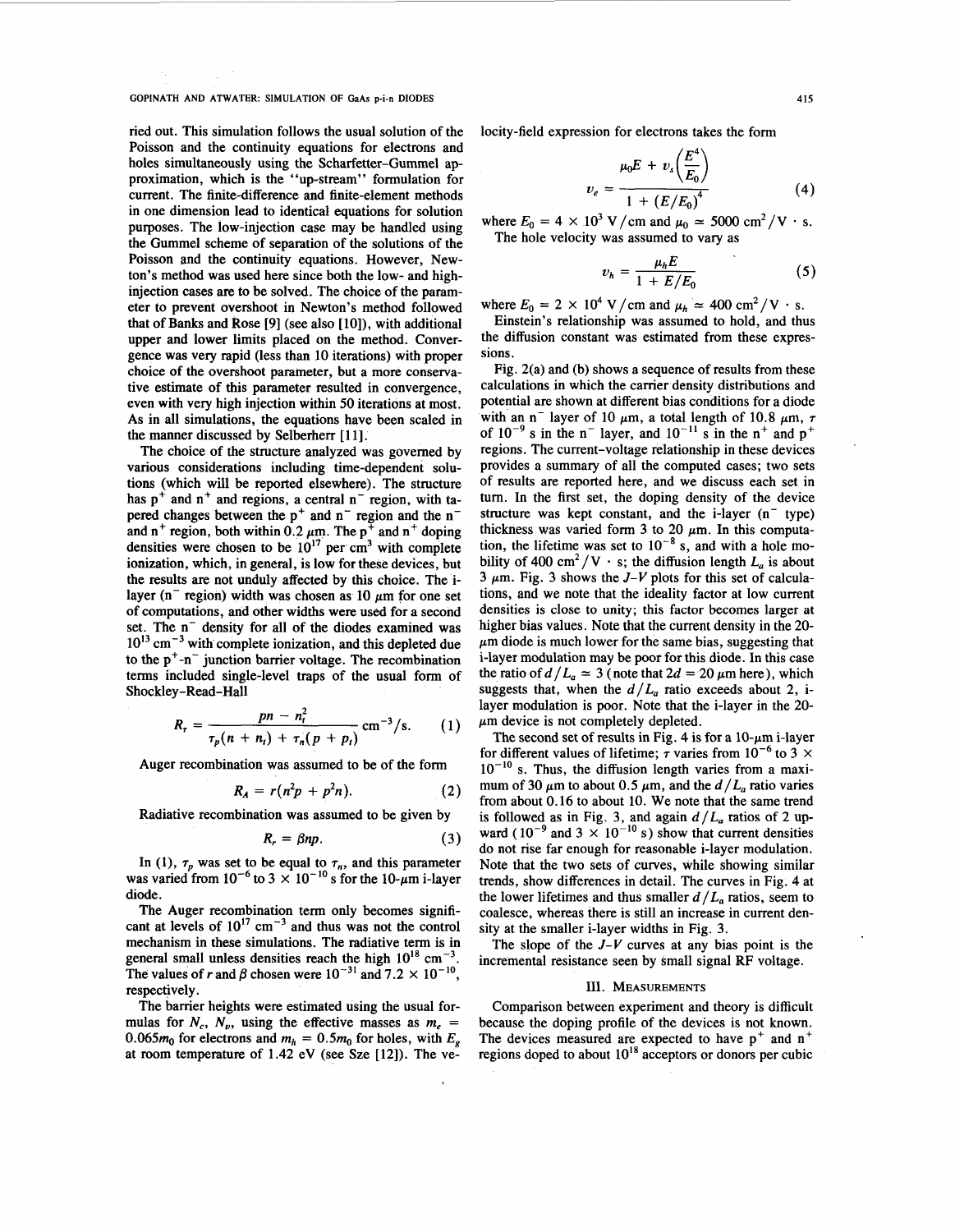ried out. This simulation follows the usual solution of the Poisson and the continuity equations for electrons and holes simultaneously using the Scharfetter–Gummel approximation, which is the "up-stream" formulation for current. The finite-difference and finite-element methods in one dimension lead to identical equations for solution purposes. The low-injection case may be handled using the Gummel scheme of separation of the solutions of the Poisson and the continuity equations. However, Newton's method was used here since both the low- and high-injection cases are to be solved. The choice of the parameter to prevent overshoot in Newton's method followed that of Banks and Rose [9] (see also [10]), with additional upper and lower limits placed on the method. Convergence was very rapid (less than 10 iterations) with proper choice of the overshoot parameter, but a more conservative estimate of this parameter resulted in convergence, even with very high injection within 50 iterations at most. As in all simulations, the equations have been scaled in the manner discussed by Selberherr [11].

The choice of the structure analyzed was governed by various considerations including time-dependent solutions (which will be reported elsewhere). The structure has $p^+$ and $n^+$ and regions, a central $n^-$ region, with tapered changes between the $p^+$ and $n^-$ region and the $n^-$ and $n^+$ region, both within 0.2 $\mu$m. The $p^+$ and $n^+$ doping densities were chosen to be $10^{17}$ per cm$^3$ with complete ionization, which, in general, is low for these devices, but the results are not unduly affected by this choice. The i-layer ($n^-$ region) width was chosen as 10 $\mu$m for one set of computations, and other widths were used for a second set. The $n^-$ density for all of the diodes examined was $10^{13}$ cm$^{-3}$ with complete ionization, and this depleted due to the $p^+$-$n^-$ junction barrier voltage. The recombination terms included single-level traps of the usual form of Shockley–Read–Hall

$$R_\tau = \frac{pn - n_i^2}{\tau_p(n + n_t) + \tau_n(p + p_t)} \text{ cm}^{-3}/\text{s}. \quad (1)$$

Auger recombination was assumed to be of the form

$$R_A = r(n^2p + p^2n). \quad (2)$$

Radiative recombination was assumed to be given by

$$R_r = \beta np. \quad (3)$$

In (1), $\tau_p$ was set to be equal to $\tau_n$, and this parameter was varied from $10^{-6}$ to $3 \times 10^{-10}$ s for the 10-$\mu$m i-layer diode.

The Auger recombination term only becomes significant at levels of $10^{17}$ cm$^{-3}$ and thus was not the control mechanism in these simulations. The radiative term is in general small unless densities reach the high $10^{18}$ cm$^{-3}$. The values of $r$ and $\beta$ chosen were $10^{-31}$ and $7.2 \times 10^{-10}$, respectively.

The barrier heights were estimated using the usual formulas for $N_c$, $N_v$, using the effective masses as $m_e = 0.065 m_0$ for electrons and $m_h = 0.5 m_0$ for holes, with $E_g$ at room temperature of 1.42 eV (see Sze [12]). The velocity-field expression for electrons takes the form

$$v_e = \frac{\mu_0 E + v_s\left(\frac{E^4}{E_0}\right)}{1 + (E/E_0)^4} \quad (4)$$

where $E_0 = 4 \times 10^3$ V/cm and $\mu_0 \simeq 5000$ cm$^2$/V · s.

The hole velocity was assumed to vary as

$$v_h = \frac{\mu_h E}{1 + E/E_0} \quad (5)$$

where $E_0 = 2 \times 10^4$ V/cm and $\mu_h \simeq 400$ cm$^2$/V · s.

Einstein's relationship was assumed to hold, and thus the diffusion constant was estimated from these expressions.

Fig. 2(a) and (b) shows a sequence of results from these calculations in which the carrier density distributions and potential are shown at different bias conditions for a diode with an $n^-$ layer of 10 $\mu$m, a total length of 10.8 $\mu$m, $\tau$ of $10^{-9}$ s in the $n^-$ layer, and $10^{-11}$ s in the $n^+$ and $p^+$ regions. The current–voltage relationship in these devices provides a summary of all the computed cases; two sets of results are reported here, and we discuss each set in turn. In the first set, the doping density of the device structure was kept constant, and the i-layer ($n^-$ type) thickness was varied form 3 to 20 $\mu$m. In this computation, the lifetime was set to $10^{-8}$ s, and with a hole mobility of 400 cm$^2$/V · s; the diffusion length $L_a$ is about 3 $\mu$m. Fig. 3 shows the $J$–$V$ plots for this set of calculations, and we note that the ideality factor at low current densities is close to unity; this factor becomes larger at higher bias values. Note that the current density in the 20-$\mu$m diode is much lower for the same bias, suggesting that i-layer modulation may be poor for this diode. In this case the ratio of $d/L_a \simeq 3$ (note that $2d = 20$ $\mu$m here), which suggests that, when the $d/L_a$ ratio exceeds about 2, i-layer modulation is poor. Note that the i-layer in the 20-$\mu$m device is not completely depleted.

The second set of results in Fig. 4 is for a 10-$\mu$m i-layer for different values of lifetime; $\tau$ varies from $10^{-6}$ to $3 \times 10^{-10}$ s. Thus, the diffusion length varies from a maximum of 30 $\mu$m to about 0.5 $\mu$m, and the $d/L_a$ ratio varies from about 0.16 to about 10. We note that the same trend is followed as in Fig. 3, and again $d/L_a$ ratios of 2 upward ($10^{-9}$ and $3 \times 10^{-10}$ s) show that current densities do not rise far enough for reasonable i-layer modulation. Note that the two sets of curves, while showing similar trends, show differences in detail. The curves in Fig. 4 at the lower lifetimes and thus smaller $d/L_a$ ratios, seem to coalesce, whereas there is still an increase in current density at the smaller i-layer widths in Fig. 3.

The slope of the $J$–$V$ curves at any bias point is the incremental resistance seen by small signal RF voltage.

## III. Measurements

Comparison between experiment and theory is difficult because the doping profile of the devices is not known. The devices measured are expected to have $p^+$ and $n^+$ regions doped to about $10^{18}$ acceptors or donors per cubic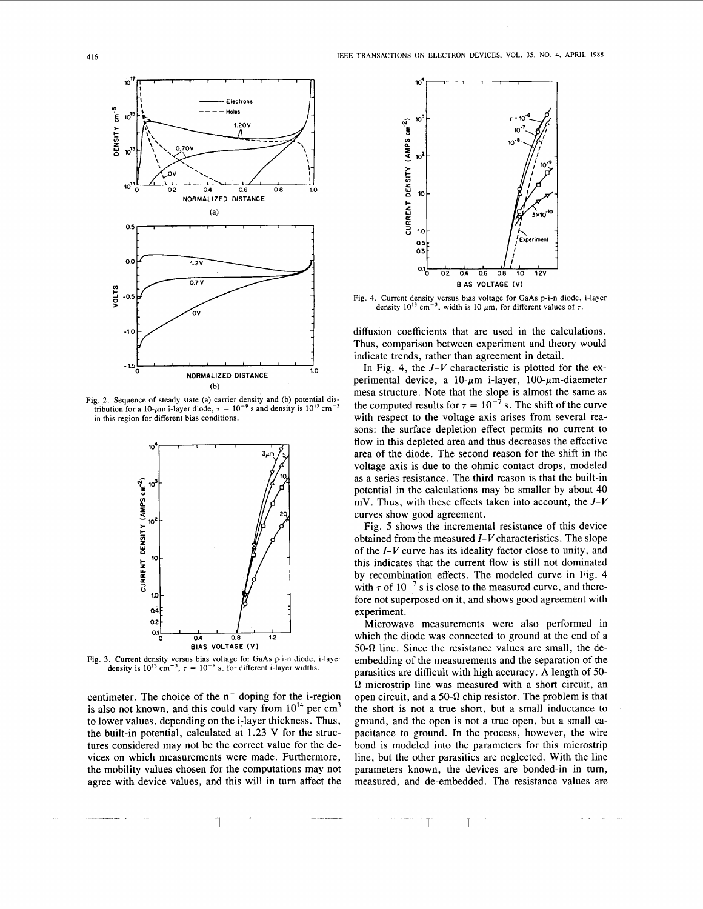Fig. 2. Sequence of steady state (a) carrier density and (b) potential distribution for a 10-$\mu$m i-layer diode, $\tau = 10^{-9}$ s and density is $10^{13}$ cm$^{-3}$ in this region for different bias conditions.

Fig. 3. Current density versus bias voltage for GaAs p-i-n diode, i-layer density is $10^{13}$ cm$^{-3}$, $\tau = 10^{-8}$ s, for different i-layer widths.

centimeter. The choice of the $n^-$ doping for the i-region is also not known, and this could vary from $10^{14}$ per cm$^3$ to lower values, depending on the i-layer thickness. Thus, the built-in potential, calculated at 1.23 V for the structures considered may not be the correct value for the devices on which measurements were made. Furthermore, the mobility values chosen for the computations may not agree with device values, and this will in turn affect the diffusion coefficients that are used in the calculations. Thus, comparison between experiment and theory would indicate trends, rather than agreement in detail.

Fig. 4. Current density versus bias voltage for GaAs p-i-n diode, i-layer density $10^{13}$ cm$^{-3}$, width is 10 $\mu$m, for different values of $\tau$.

In Fig. 4, the $J$-$V$ characteristic is plotted for the experimental device, a 10-$\mu$m i-layer, 100-$\mu$m-diaemeter mesa structure. Note that the slope is almost the same as the computed results for $\tau = 10^{-7}$ s. The shift of the curve with respect to the voltage axis arises from several reasons: the surface depletion effect permits no current to flow in this depleted area and thus decreases the effective area of the diode. The second reason for the shift in the voltage axis is due to the ohmic contact drops, modeled as a series resistance. The third reason is that the built-in potential in the calculations may be smaller by about 40 mV. Thus, with these effects taken into account, the $J$-$V$ curves show good agreement.

Fig. 5 shows the incremental resistance of this device obtained from the measured $I$-$V$ characteristics. The slope of the $I$-$V$ curve has its ideality factor close to unity, and this indicates that the current flow is still not dominated by recombination effects. The modeled curve in Fig. 4 with $\tau$ of $10^{-7}$ s is close to the measured curve, and therefore not superposed on it, and shows good agreement with experiment.

Microwave measurements were also performed in which the diode was connected to ground at the end of a 50-$\Omega$ line. Since the resistance values are small, the de-embedding of the measurements and the separation of the parasitics are difficult with high accuracy. A length of 50-$\Omega$ microstrip line was measured with a short circuit, an open circuit, and a 50-$\Omega$ chip resistor. The problem is that the short is not a true short, but a small inductance to ground, and the open is not a true open, but a small capacitance to ground. In the process, however, the wire bond is modeled into the parameters for this microstrip line, but the other parasitics are neglected. With the line parameters known, the devices are bonded-in in turn, measured, and de-embedded. The resistance values are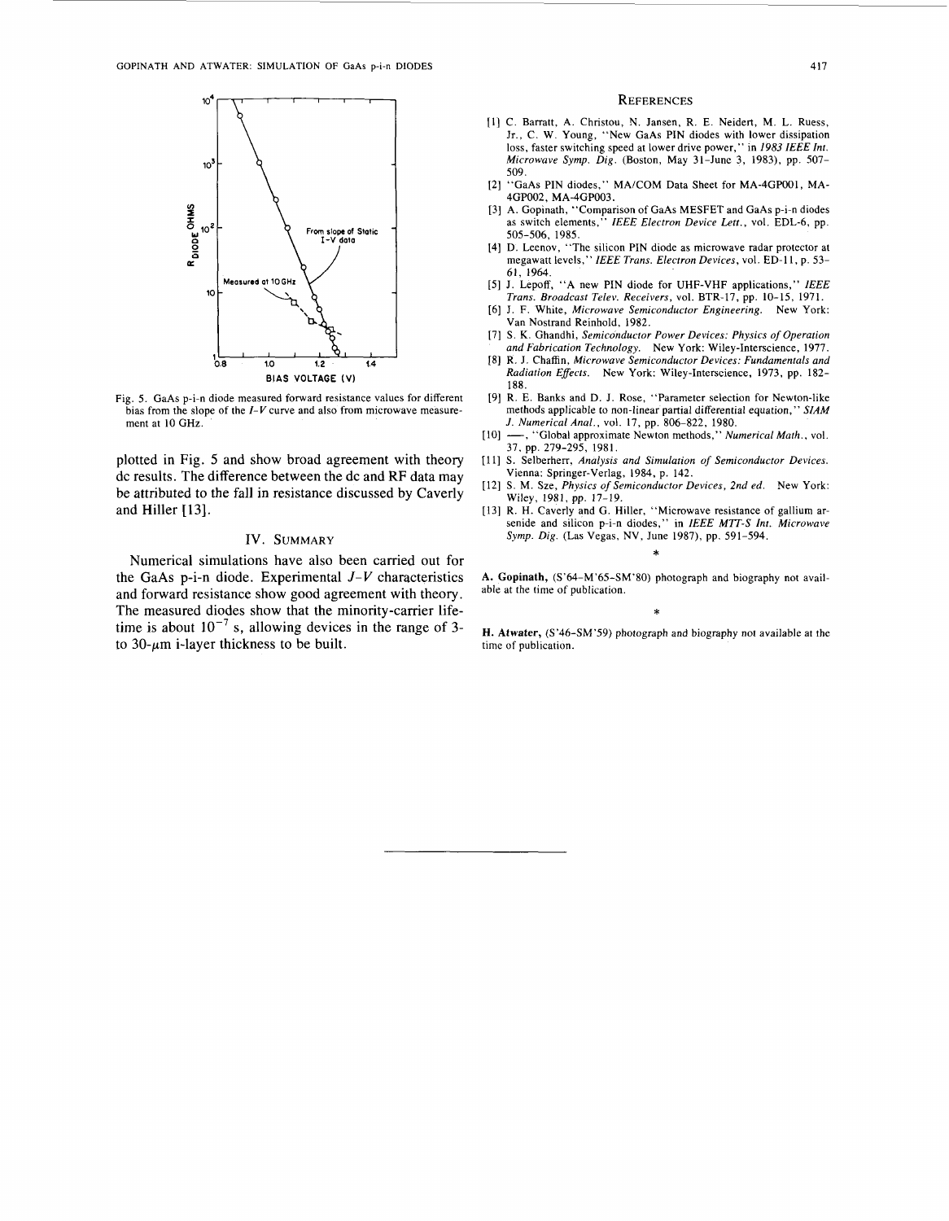$10^4$

$10^3$

$R_{DIODE}$ OHMS

$10^2$

From slope of Static I-V data

Measured at 10 GHz

10

1

0.8

1.0

1.2

1.4

BIAS VOLTAGE (V)

Fig. 5. GaAs p-i-n diode measured forward resistance values for different bias from the slope of the $I$–$V$ curve and also from microwave measurement at 10 GHz.

plotted in Fig. 5 and show broad agreement with theory dc results. The difference between the dc and RF data may be attributed to the fall in resistance discussed by Caverly and Hiller [13].

## IV. Summary

Numerical simulations have also been carried out for the GaAs p-i-n diode. Experimental $J$–$V$ characteristics and forward resistance show good agreement with theory. The measured diodes show that the minority-carrier lifetime is about $10^{-7}$ s, allowing devices in the range of 3- to 30-$\mu$m i-layer thickness to be built.

## References

[1] C. Barratt, A. Christou, N. Jansen, R. E. Neidert, M. L. Ruess, Jr., C. W. Young, "New GaAs PIN diodes with lower dissipation loss, faster switching speed at lower drive power," in *1983 IEEE Int. Microwave Symp. Dig.* (Boston, May 31–June 3, 1983), pp. 507–509.

[2] "GaAs PIN diodes," MA/COM Data Sheet for MA-4GP001, MA-4GP002, MA-4GP003.

[3] A. Gopinath, "Comparison of GaAs MESFET and GaAs p-i-n diodes as switch elements," *IEEE Electron Device Lett.*, vol. EDL-6, pp. 505–506, 1985.

[4] D. Leenov, "The silicon PIN diode as microwave radar protector at megawatt levels," *IEEE Trans. Electron Devices*, vol. ED-11, p. 53–61, 1964.

[5] J. Lepoff, "A new PIN diode for UHF-VHF applications," *IEEE Trans. Broadcast Telev. Receivers*, vol. BTR-17, pp. 10–15, 1971.

[6] J. F. White, *Microwave Semiconductor Engineering*. New York: Van Nostrand Reinhold, 1982.

[7] S. K. Ghandhi, *Semiconductor Power Devices: Physics of Operation and Fabrication Technology*. New York: Wiley-Interscience, 1977.

[8] R. J. Chaffin, *Microwave Semiconductor Devices: Fundamentals and Radiation Effects*. New York: Wiley-Interscience, 1973, pp. 182–188.

[9] R. E. Banks and D. J. Rose, "Parameter selection for Newton-like methods applicable to non-linear partial differential equation," *SIAM J. Numerical Anal.*, vol. 17, pp. 806–822, 1980.

[10] —, "Global approximate Newton methods," *Numerical Math.*, vol. 37, pp. 279–295, 1981.

[11] S. Selberherr, *Analysis and Simulation of Semiconductor Devices*. Vienna: Springer-Verlag, 1984, p. 142.

[12] S. M. Sze, *Physics of Semiconductor Devices, 2nd ed.* New York: Wiley, 1981, pp. 17–19.

[13] R. H. Caverly and G. Hiller, "Microwave resistance of gallium arsenide and silicon p-i-n diodes," in *IEEE MTT-S Int. Microwave Symp. Dig.* (Las Vegas, NV, June 1987), pp. 591–594.

*

**A. Gopinath**, (S'64–M'65–SM'80) photograph and biography not available at the time of publication.

*

**H. Atwater**, (S'46–SM'59) photograph and biography not available at the time of publication.